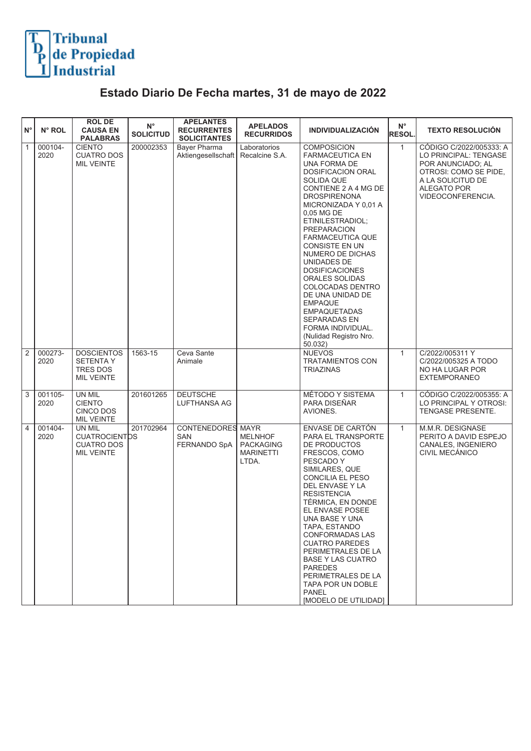Tribunal de Propiedad Industrial

# Estado Diario De Fecha martes, 31 de mayo de 2022

| N° | N° ROL | ROL DE CAUSA EN PALABRAS | N° SOLICITUD | APELANTES RECURRENTES SOLICITANTES | APELADOS RECURRIDOS | INDIVIDUALIZACIÓN | N° RESOL. | TEXTO RESOLUCIÓN |
|---|---|---|---|---|---|---|---|---|
| 1 | 000104-2020 | CIENTO CUATRO DOS MIL VEINTE | 200002353 | Bayer Pharma Aktiengesellschaft | Laboratorios Recalcine S.A. | COMPOSICION FARMACEUTICA EN UNA FORMA DE DOSIFICACION ORAL SOLIDA QUE CONTIENE 2 A 4 MG DE DROSPIRENONA MICRONIZADA Y 0,01 A 0,05 MG DE ETINILESTRADIOL; PREPARACION FARMACEUTICA QUE CONSISTE EN UN NUMERO DE DICHAS UNIDADES DE DOSIFICACIONES ORALES SOLIDAS COLOCADAS DENTRO DE UNA UNIDAD DE EMPAQUE EMPAQUETADAS SEPARADAS EN FORMA INDIVIDUAL. (Nulidad Registro Nro. 50.032) | 1 | CÓDIGO C/2022/005333: A LO PRINCIPAL: TENGASE POR ANUNCIADO; AL OTROSI: COMO SE PIDE, A LA SOLICITUD DE ALEGATO POR VIDEOCONFERENCIA. |
| 2 | 000273-2020 | DOSCIENTOS SETENTA Y TRES DOS MIL VEINTE | 1563-15 | Ceva Sante Animale | | NUEVOS TRATAMIENTOS CON TRIAZINAS | 1 | C/2022/005311 Y C/2022/005325 A TODO NO HA LUGAR POR EXTEMPORANEO |
| 3 | 001105-2020 | UN MIL CIENTO CINCO DOS MIL VEINTE | 201601265 | DEUTSCHE LUFTHANSA AG | | MÉTODO Y SISTEMA PARA DISEÑAR AVIONES. | 1 | CÓDIGO C/2022/005355: A LO PRINCIPAL Y OTROSI: TENGASE PRESENTE. |
| 4 | 001404-2020 | UN MIL CUATROCIENTOS CUATRO DOS MIL VEINTE | 201702964 | CONTENEDORES SAN FERNANDO SpA | MAYR MELNHOF PACKAGING MARINETTI LTDA. | ENVASE DE CARTÓN PARA EL TRANSPORTE DE PRODUCTOS FRESCOS, COMO PESCADO Y SIMILARES, QUE CONCILIA EL PESO DEL ENVASE Y LA RESISTENCIA TÉRMICA, EN DONDE EL ENVASE POSEE UNA BASE Y UNA TAPA, ESTANDO CONFORMADAS LAS CUATRO PAREDES PERIMETRALES DE LA BASE Y LAS CUATRO PAREDES PERIMETRALES DE LA TAPA POR UN DOBLE PANEL [MODELO DE UTILIDAD] | 1 | M.M.R. DESIGNASE PERITO A DAVID ESPEJO CANALES, INGENIERO CIVIL MECÁNICO |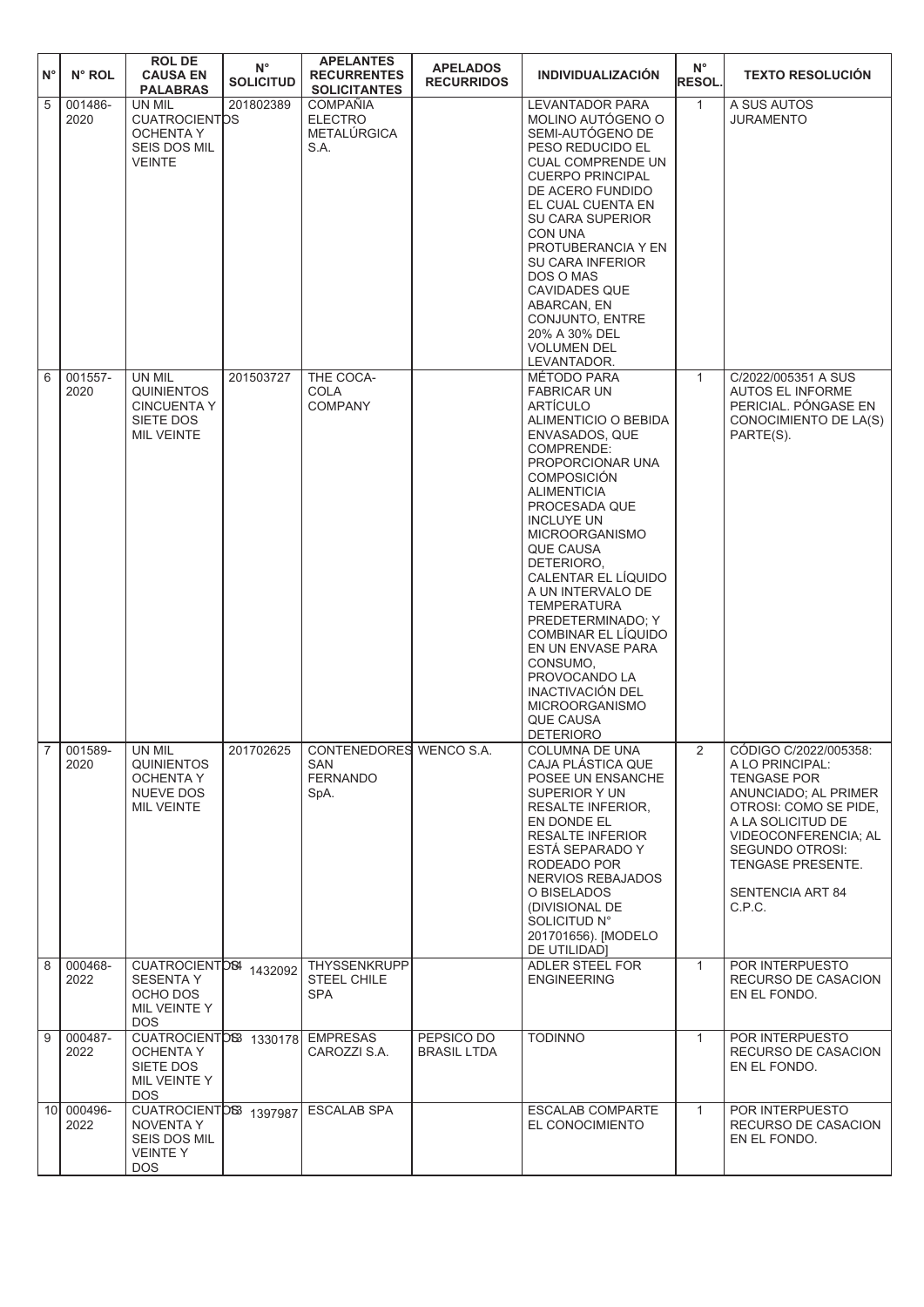| N° | N° ROL | ROL DE CAUSA EN PALABRAS | N° SOLICITUD | APELANTES RECURRENTES SOLICITANTES | APELADOS RECURRIDOS | INDIVIDUALIZACIÓN | N° RESOL. | TEXTO RESOLUCIÓN |
|---|---|---|---|---|---|---|---|---|
| 5 | 001486-2020 | UN MIL CUATROCIENTOS OCHENTA Y SEIS DOS MIL VEINTE | 201802389 | COMPAÑIA ELECTRO METALÚRGICA S.A. | | LEVANTADOR PARA MOLINO AUTÓGENO O SEMI-AUTÓGENO DE PESO REDUCIDO EL CUAL COMPRENDE UN CUERPO PRINCIPAL DE ACERO FUNDIDO EL CUAL CUENTA EN SU CARA SUPERIOR CON UNA PROTUBERANCIA Y EN SU CARA INFERIOR DOS O MAS CAVIDADES QUE ABARCAN, EN CONJUNTO, ENTRE 20% A 30% DEL VOLUMEN DEL LEVANTADOR. | 1 | A SUS AUTOS JURAMENTO |
| 6 | 001557-2020 | UN MIL QUINIENTOS CINCUENTA Y SIETE DOS MIL VEINTE | 201503727 | THE COCA-COLA COMPANY | | MÉTODO PARA FABRICAR UN ARTÍCULO ALIMENTICIO O BEBIDA ENVASADOS, QUE COMPRENDE: PROPORCIONAR UNA COMPOSICIÓN ALIMENTICIA PROCESADA QUE INCLUYE UN MICROORGANISMO QUE CAUSA DETERIORO, CALENTAR EL LÍQUIDO A UN INTERVALO DE TEMPERATURA PREDETERMINADO; Y COMBINAR EL LÍQUIDO EN UN ENVASE PARA CONSUMO, PROVOCANDO LA INACTIVACIÓN DEL MICROORGANISMO QUE CAUSA DETERIORO | 1 | C/2022/005351 A SUS AUTOS EL INFORME PERICIAL. PÓNGASE EN CONOCIMIENTO DE LA(S) PARTE(S). |
| 7 | 001589-2020 | UN MIL QUINIENTOS OCHENTA Y NUEVE DOS MIL VEINTE | 201702625 | CONTENEDORES SAN FERNANDO SpA. | WENCO S.A. | COLUMNA DE UNA CAJA PLÁSTICA QUE POSEE UN ENSANCHE SUPERIOR Y UN RESALTE INFERIOR, EN DONDE EL RESALTE INFERIOR ESTÁ SEPARADO Y RODEADO POR NERVIOS REBAJADOS O BISELADOS (DIVISIONAL DE SOLICITUD N° 201701656). [MODELO DE UTILIDAD] | 2 | CÓDIGO C/2022/005358: A LO PRINCIPAL: TENGASE POR ANUNCIADO; AL PRIMER OTROSI: COMO SE PIDE, A LA SOLICITUD DE VIDEOCONFERENCIA; AL SEGUNDO OTROSI: TENGASE PRESENTE. SENTENCIA ART 84 C.P.C. |
| 8 | 000468-2022 | CUATROCIENTOS SESENTA Y OCHO DOS MIL VEINTE Y DOS | 1432092 | THYSSENKRUPP STEEL CHILE SPA | | ADLER STEEL FOR ENGINEERING | 1 | POR INTERPUESTO RECURSO DE CASACION EN EL FONDO. |
| 9 | 000487-2022 | CUATROCIENTOS OCHENTA Y SIETE DOS MIL VEINTE Y DOS | 1330178 | EMPRESAS CAROZZI S.A. | PEPSICO DO BRASIL LTDA | TODINNO | 1 | POR INTERPUESTO RECURSO DE CASACION EN EL FONDO. |
| 10 | 000496-2022 | CUATROCIENTOS NOVENTA Y SEIS DOS MIL VEINTE Y DOS | 1397987 | ESCALAB SPA | | ESCALAB COMPARTE EL CONOCIMIENTO | 1 | POR INTERPUESTO RECURSO DE CASACION EN EL FONDO. |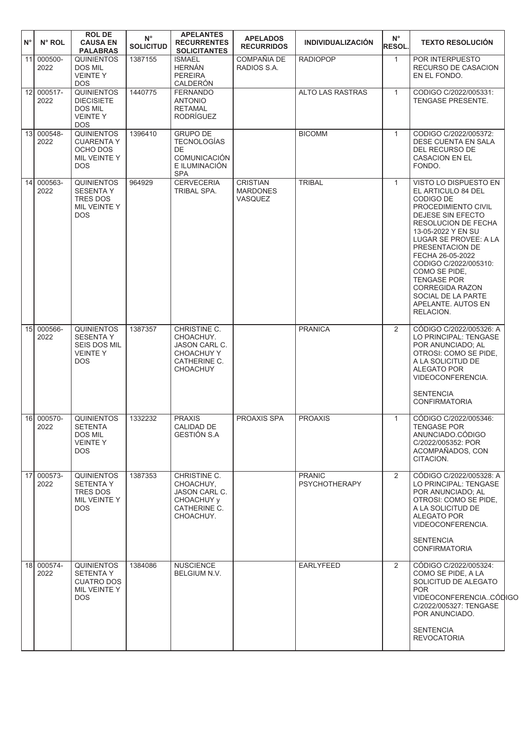| N° | N° ROL | ROL DE CAUSA EN PALABRAS | N° SOLICITUD | APELANTES RECURRENTES SOLICITANTES | APELADOS RECURRIDOS | INDIVIDUALIZACIÓN | N° RESOL. | TEXTO RESOLUCIÓN |
|---|---|---|---|---|---|---|---|---|
| 11 | 000500-2022 | QUINIENTOS DOS MIL VEINTE Y DOS | 1387155 | ISMAEL HERNÁN PEREIRA CALDERÓN | COMPAÑIA DE RADIOS S.A. | RADIOPOP | 1 | POR INTERPUESTO RECURSO DE CASACION EN EL FONDO. |
| 12 | 000517-2022 | QUINIENTOS DIECISIETE DOS MIL VEINTE Y DOS | 1440775 | FERNANDO ANTONIO RETAMAL RODRÍGUEZ | | ALTO LAS RASTRAS | 1 | CODIGO C/2022/005331: TENGASE PRESENTE. |
| 13 | 000548-2022 | QUINIENTOS CUARENTA Y OCHO DOS MIL VEINTE Y DOS | 1396410 | GRUPO DE TECNOLOGÍAS DE COMUNICACIÓN E ILUMINACIÓN SPA | | BICOMM | 1 | CODIGO C/2022/005372: DESE CUENTA EN SALA DEL RECURSO DE CASACION EN EL FONDO. |
| 14 | 000563-2022 | QUINIENTOS SESENTA Y TRES DOS MIL VEINTE Y DOS | 964929 | CERVECERIA TRIBAL SPA. | CRISTIAN MARDONES VASQUEZ | TRIBAL | 1 | VISTO LO DISPUESTO EN EL ARTICULO 84 DEL CODIGO DE PROCEDIMIENTO CIVIL DEJESE SIN EFECTO RESOLUCION DE FECHA 13-05-2022 Y EN SU LUGAR SE PROVEE: A LA PRESENTACION DE FECHA 26-05-2022 CODIGO C/2022/005310: COMO SE PIDE, TENGASE POR CORREGIDA RAZON SOCIAL DE LA PARTE APELANTE. AUTOS EN RELACION. |
| 15 | 000566-2022 | QUINIENTOS SESENTA Y SEIS DOS MIL VEINTE Y DOS | 1387357 | CHRISTINE C. CHOACHUY. JASON CARL C. CHOACHUY Y CATHERINE C. CHOACHUY | | PRANICA | 2 | CÓDIGO C/2022/005326: A LO PRINCIPAL: TENGASE POR ANUNCIADO; AL OTROSI: COMO SE PIDE, A LA SOLICITUD DE ALEGATO POR VIDEOCONFERENCIA.<br><br>SENTENCIA CONFIRMATORIA |
| 16 | 000570-2022 | QUINIENTOS SETENTA DOS MIL VEINTE Y DOS | 1332232 | PRAXIS CALIDAD DE GESTIÓN S.A | PROAXIS SPA | PROAXIS | 1 | CÓDIGO C/2022/005346: TENGASE POR ANUNCIADO.CÓDIGO C/2022/005352: POR ACOMPAÑADOS, CON CITACION. |
| 17 | 000573-2022 | QUINIENTOS SETENTA Y TRES DOS MIL VEINTE Y DOS | 1387353 | CHRISTINE C. CHOACHUY, JASON CARL C. CHOACHUY y CATHERINE C. CHOACHUY. | | PRANIC PSYCHOTHERAPY | 2 | CÓDIGO C/2022/005328: A LO PRINCIPAL: TENGASE POR ANUNCIADO; AL OTROSI: COMO SE PIDE, A LA SOLICITUD DE ALEGATO POR VIDEOCONFERENCIA.<br><br>SENTENCIA CONFIRMATORIA |
| 18 | 000574-2022 | QUINIENTOS SETENTA Y CUATRO DOS MIL VEINTE Y DOS | 1384086 | NUSCIENCE BELGIUM N.V. | | EARLYFEED | 2 | CÓDIGO C/2022/005324: COMO SE PIDE, A LA SOLICITUD DE ALEGATO POR VIDEOCONFERENCIA..CÓDIGO C/2022/005327: TENGASE POR ANUNCIADO.<br><br>SENTENCIA REVOCATORIA |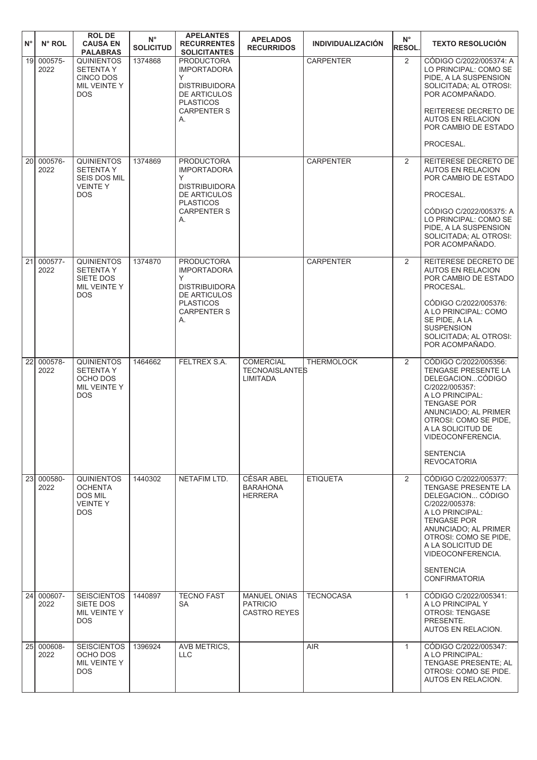| N° | N° ROL | ROL DE CAUSA EN PALABRAS | N° SOLICITUD | APELANTES RECURRENTES SOLICITANTES | APELADOS RECURRIDOS | INDIVIDUALIZACIÓN | N° RESOL. | TEXTO RESOLUCIÓN |
|---|---|---|---|---|---|---|---|---|
| 19 | 000575-2022 | QUINIENTOS SETENTA Y CINCO DOS MIL VEINTE Y DOS | 1374868 | PRODUCTORA IMPORTADORA Y DISTRIBUIDORA DE ARTICULOS PLASTICOS CARPENTER S A. | | CARPENTER | 2 | CÓDIGO C/2022/005374: A LO PRINCIPAL: COMO SE PIDE, A LA SUSPENSION SOLICITADA; AL OTROSI: POR ACOMPAÑADO. REITERESE DECRETO DE AUTOS EN RELACION POR CAMBIO DE ESTADO PROCESAL. |
| 20 | 000576-2022 | QUINIENTOS SETENTA Y SEIS DOS MIL VEINTE Y DOS | 1374869 | PRODUCTORA IMPORTADORA Y DISTRIBUIDORA DE ARTICULOS PLASTICOS CARPENTER S A. | | CARPENTER | 2 | REITERESE DECRETO DE AUTOS EN RELACION POR CAMBIO DE ESTADO PROCESAL. CÓDIGO C/2022/005375: A LO PRINCIPAL: COMO SE PIDE, A LA SUSPENSION SOLICITADA; AL OTROSI: POR ACOMPAÑADO. |
| 21 | 000577-2022 | QUINIENTOS SETENTA Y SIETE DOS MIL VEINTE Y DOS | 1374870 | PRODUCTORA IMPORTADORA Y DISTRIBUIDORA DE ARTICULOS PLASTICOS CARPENTER S A. | | CARPENTER | 2 | REITERESE DECRETO DE AUTOS EN RELACION POR CAMBIO DE ESTADO PROCESAL. CÓDIGO C/2022/005376: A LO PRINCIPAL: COMO SE PIDE, A LA SUSPENSION SOLICITADA; AL OTROSI: POR ACOMPAÑADO. |
| 22 | 000578-2022 | QUINIENTOS SETENTA Y OCHO DOS MIL VEINTE Y DOS | 1464662 | FELTREX S.A. | COMERCIAL TECNOAISLANTES LIMITADA | THERMOLOCK | 2 | CÓDIGO C/2022/005356: TENGASE PRESENTE LA DELEGACION...CÓDIGO C/2022/005357: A LO PRINCIPAL: TENGASE POR ANUNCIADO; AL PRIMER OTROSI: COMO SE PIDE, A LA SOLICITUD DE VIDEOCONFERENCIA. SENTENCIA REVOCATORIA |
| 23 | 000580-2022 | QUINIENTOS OCHENTA DOS MIL VEINTE Y DOS | 1440302 | NETAFIM LTD. | CÉSAR ABEL BARAHONA HERRERA | ETIQUETA | 2 | CÓDIGO C/2022/005377: TENGASE PRESENTE LA DELEGACION... CÓDIGO C/2022/005378: A LO PRINCIPAL: TENGASE POR ANUNCIADO; AL PRIMER OTROSI: COMO SE PIDE, A LA SOLICITUD DE VIDEOCONFERENCIA. SENTENCIA CONFIRMATORIA |
| 24 | 000607-2022 | SEISCIENTOS SIETE DOS MIL VEINTE Y DOS | 1440897 | TECNO FAST SA | MANUEL ONIAS PATRICIO CASTRO REYES | TECNOCASA | 1 | CÓDIGO C/2022/005341: A LO PRINCIPAL Y OTROSI: TENGASE PRESENTE. AUTOS EN RELACION. |
| 25 | 000608-2022 | SEISCIENTOS OCHO DOS MIL VEINTE Y DOS | 1396924 | AVB METRICS, LLC | | AIR | 1 | CÓDIGO C/2022/005347: A LO PRINCIPAL: TENGASE PRESENTE; AL OTROSI: COMO SE PIDE. AUTOS EN RELACION. |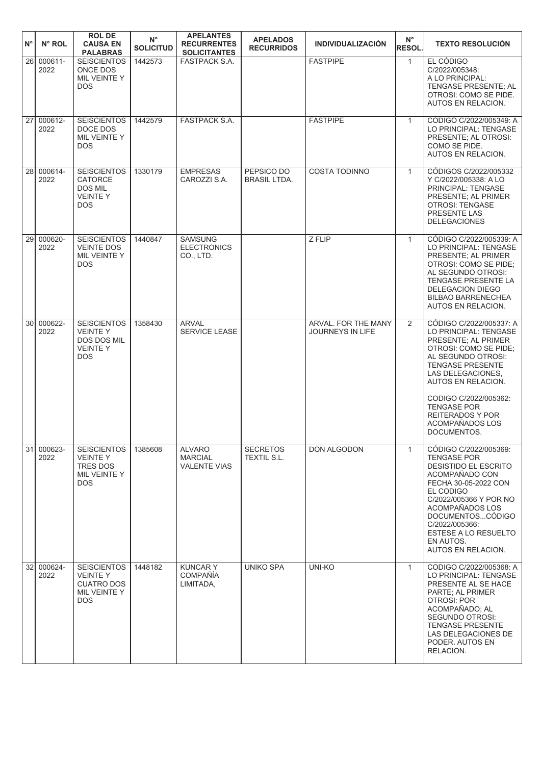| N° | N° ROL | ROL DE CAUSA EN PALABRAS | N° SOLICITUD | APELANTES RECURRENTES SOLICITANTES | APELADOS RECURRIDOS | INDIVIDUALIZACIÓN | N° RESOL. | TEXTO RESOLUCIÓN |
|---|---|---|---|---|---|---|---|---|
| 26 | 000611-2022 | SEISCIENTOS ONCE DOS MIL VEINTE Y DOS | 1442573 | FASTPACK S.A. | | FASTPIPE | 1 | EL CÓDIGO C/2022/005348: A LO PRINCIPAL: TENGASE PRESENTE; AL OTROSI: COMO SE PIDE. AUTOS EN RELACION. |
| 27 | 000612-2022 | SEISCIENTOS DOCE DOS MIL VEINTE Y DOS | 1442579 | FASTPACK S.A. | | FASTPIPE | 1 | CÓDIGO C/2022/005349: A LO PRINCIPAL: TENGASE PRESENTE; AL OTROSI: COMO SE PIDE. AUTOS EN RELACION. |
| 28 | 000614-2022 | SEISCIENTOS CATORCE DOS MIL VEINTE Y DOS | 1330179 | EMPRESAS CAROZZI S.A. | PEPSICO DO BRASIL LTDA. | COSTA TODINNO | 1 | CÓDIGOS C/2022/005332 Y C/2022/005338: A LO PRINCIPAL: TENGASE PRESENTE; AL PRIMER OTROSI: TENGASE PRESENTE LAS DELEGACIONES |
| 29 | 000620-2022 | SEISCIENTOS VEINTE DOS MIL VEINTE Y DOS | 1440847 | SAMSUNG ELECTRONICS CO., LTD. | | Z FLIP | 1 | CÓDIGO C/2022/005339: A LO PRINCIPAL: TENGASE PRESENTE; AL PRIMER OTROSI: COMO SE PIDE; AL SEGUNDO OTROSI: TENGASE PRESENTE LA DELEGACION DIEGO BILBAO BARRENECHEA AUTOS EN RELACION. |
| 30 | 000622-2022 | SEISCIENTOS VEINTE Y DOS DOS MIL VEINTE Y DOS | 1358430 | ARVAL SERVICE LEASE | | ARVAL. FOR THE MANY JOURNEYS IN LIFE | 2 | CÓDIGO C/2022/005337: A LO PRINCIPAL: TENGASE PRESENTE; AL PRIMER OTROSI: COMO SE PIDE; AL SEGUNDO OTROSI: TENGASE PRESENTE LAS DELEGACIONES, AUTOS EN RELACION. CODIGO C/2022/005362: TENGASE POR REITERADOS Y POR ACOMPAÑADOS LOS DOCUMENTOS. |
| 31 | 000623-2022 | SEISCIENTOS VEINTE Y TRES DOS MIL VEINTE Y DOS | 1385608 | ALVARO MARCIAL VALENTE VIAS | SECRETOS TEXTIL S.L. | DON ALGODON | 1 | CÓDIGO C/2022/005369: TENGASE POR DESISTIDO EL ESCRITO ACOMPAÑADO CON FECHA 30-05-2022 CON EL CODIGO C/2022/005366 Y POR NO ACOMPAÑADOS LOS DOCUMENTOS...CÓDIGO C/2022/005366: ESTESE A LO RESUELTO EN AUTOS. AUTOS EN RELACION. |
| 32 | 000624-2022 | SEISCIENTOS VEINTE Y CUATRO DOS MIL VEINTE Y DOS | 1448182 | KUNCAR Y COMPAÑÍA LIMITADA, | UNIKO SPA | UNI-KO | 1 | CODIGO C/2022/005368: A LO PRINCIPAL: TENGASE PRESENTE AL SE HACE PARTE; AL PRIMER OTROSI: POR ACOMPAÑADO; AL SEGUNDO OTROSI: TENGASE PRESENTE LAS DELEGACIONES DE PODER. AUTOS EN RELACION. |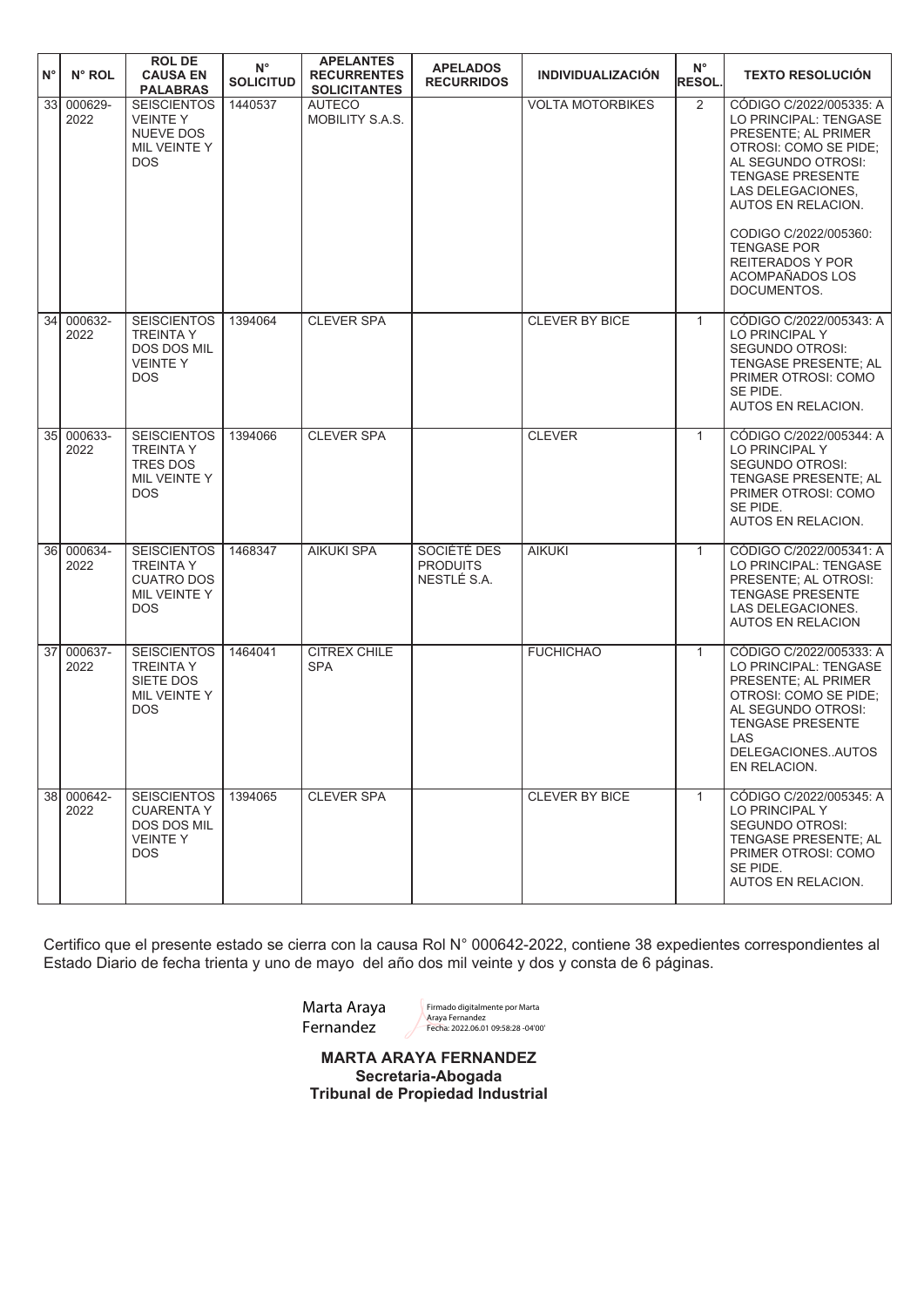| N° | N° ROL | ROL DE CAUSA EN PALABRAS | N° SOLICITUD | APELANTES RECURRENTES SOLICITANTES | APELADOS RECURRIDOS | INDIVIDUALIZACIÓN | N° RESOL. | TEXTO RESOLUCIÓN |
|---|---|---|---|---|---|---|---|---|
| 33 | 000629-2022 | SEISCIENTOS VEINTE Y NUEVE DOS MIL VEINTE Y DOS | 1440537 | AUTECO MOBILITY S.A.S. | | VOLTA MOTORBIKES | 2 | CÓDIGO C/2022/005335: A LO PRINCIPAL: TENGASE PRESENTE; AL PRIMER OTROSI: COMO SE PIDE; AL SEGUNDO OTROSI: TENGASE PRESENTE LAS DELEGACIONES, AUTOS EN RELACION. CODIGO C/2022/005360: TENGASE POR REITERADOS Y POR ACOMPAÑADOS LOS DOCUMENTOS. |
| 34 | 000632-2022 | SEISCIENTOS TREINTA Y DOS DOS MIL VEINTE Y DOS | 1394064 | CLEVER SPA | | CLEVER BY BICE | 1 | CÓDIGO C/2022/005343: A LO PRINCIPAL Y SEGUNDO OTROSI: TENGASE PRESENTE; AL PRIMER OTROSI: COMO SE PIDE. AUTOS EN RELACION. |
| 35 | 000633-2022 | SEISCIENTOS TREINTA Y TRES DOS MIL VEINTE Y DOS | 1394066 | CLEVER SPA | | CLEVER | 1 | CÓDIGO C/2022/005344: A LO PRINCIPAL Y SEGUNDO OTROSI: TENGASE PRESENTE; AL PRIMER OTROSI: COMO SE PIDE. AUTOS EN RELACION. |
| 36 | 000634-2022 | SEISCIENTOS TREINTA Y CUATRO DOS MIL VEINTE Y DOS | 1468347 | AIKUKI SPA | SOCIÉTÉ DES PRODUITS NESTLÉ S.A. | AIKUKI | 1 | CÓDIGO C/2022/005341: A LO PRINCIPAL: TENGASE PRESENTE; AL OTROSI: TENGASE PRESENTE LAS DELEGACIONES. AUTOS EN RELACION |
| 37 | 000637-2022 | SEISCIENTOS TREINTA Y SIETE DOS MIL VEINTE Y DOS | 1464041 | CITREX CHILE SPA | | FUCHICHAO | 1 | CÓDIGO C/2022/005333: A LO PRINCIPAL: TENGASE PRESENTE; AL PRIMER OTROSI: COMO SE PIDE; AL SEGUNDO OTROSI: TENGASE PRESENTE LAS DELEGACIONES..AUTOS EN RELACION. |
| 38 | 000642-2022 | SEISCIENTOS CUARENTA Y DOS DOS MIL VEINTE Y DOS | 1394065 | CLEVER SPA | | CLEVER BY BICE | 1 | CÓDIGO C/2022/005345: A LO PRINCIPAL Y SEGUNDO OTROSI: TENGASE PRESENTE; AL PRIMER OTROSI: COMO SE PIDE. AUTOS EN RELACION. |

Certifico que el presente estado se cierra con la causa Rol N° 000642-2022, contiene 38 expedientes correspondientes al Estado Diario de fecha trienta y uno de mayo del año dos mil veinte y dos y consta de 6 páginas.

Marta Araya Fernandez

Firmado digitalmente por Marta Araya Fernandez
Fecha: 2022.06.01 09:58:28 -04'00'

**MARTA ARAYA FERNANDEZ**
**Secretaria-Abogada**
**Tribunal de Propiedad Industrial**